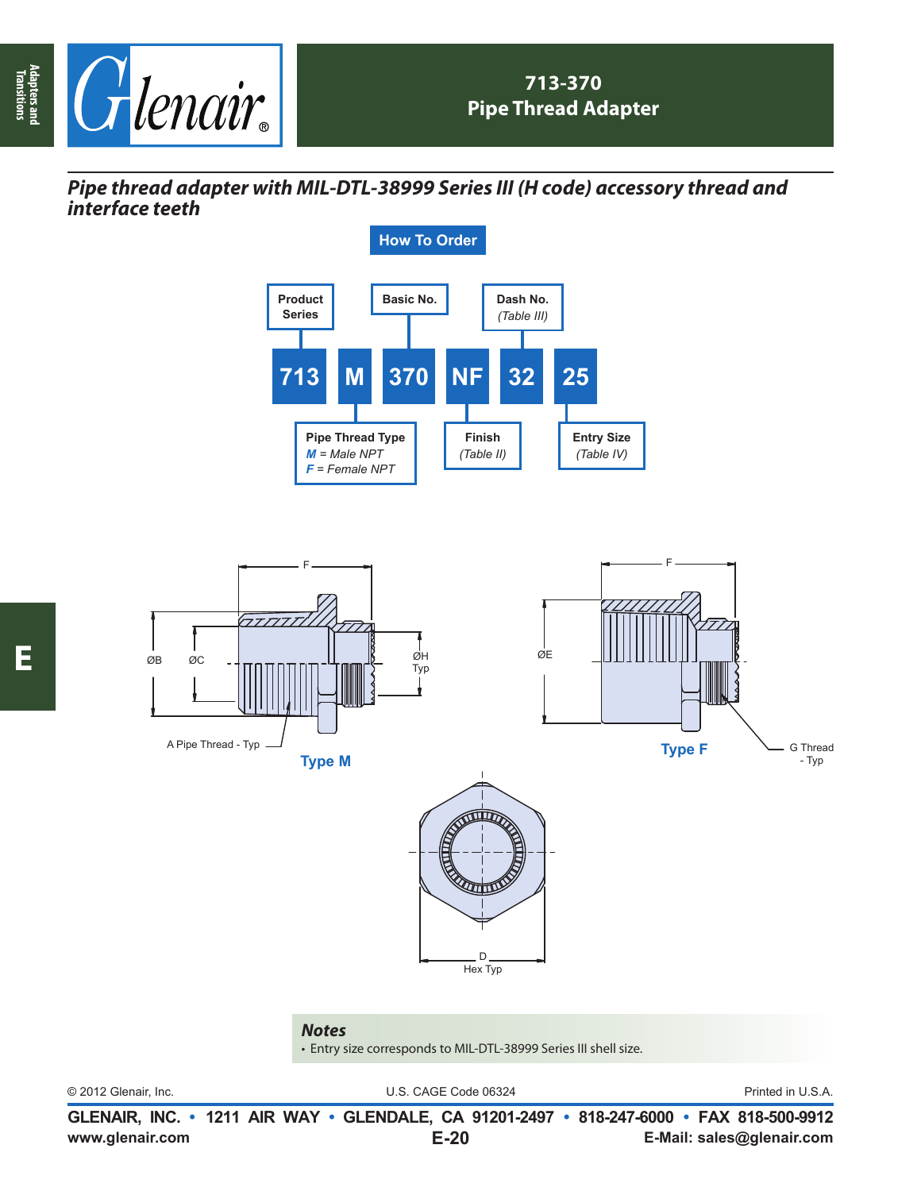# 713-370
## Pipe Thread Adapter

*Pipe thread adapter with MIL-DTL-38999 Series III (H code) accessory thread and interface teeth*

### How To Order

| 713 | M | 370 | NF | 32 | 25 |
|---|---|---|---|---|---|
| Product Series | Pipe Thread Type | Basic No. | Finish (Table II) | Dash No. (Table III) | Entry Size (Table IV) |

Pipe Thread Type:
- *M* = Male NPT
- *F* = Female NPT

Type M — ØB, ØC, ØH Typ, F, A Pipe Thread - Typ

Type F — ØE, F, G Thread - Typ

D Hex Typ

### Notes

- Entry size corresponds to MIL-DTL-38999 Series III shell size.

© 2012 Glenair, Inc. U.S. CAGE Code 06324 Printed in U.S.A.

GLENAIR, INC. • 1211 AIR WAY • GLENDALE, CA 91201-2497 • 818-247-6000 • FAX 818-500-9912
www.glenair.com E-Mail: sales@glenair.com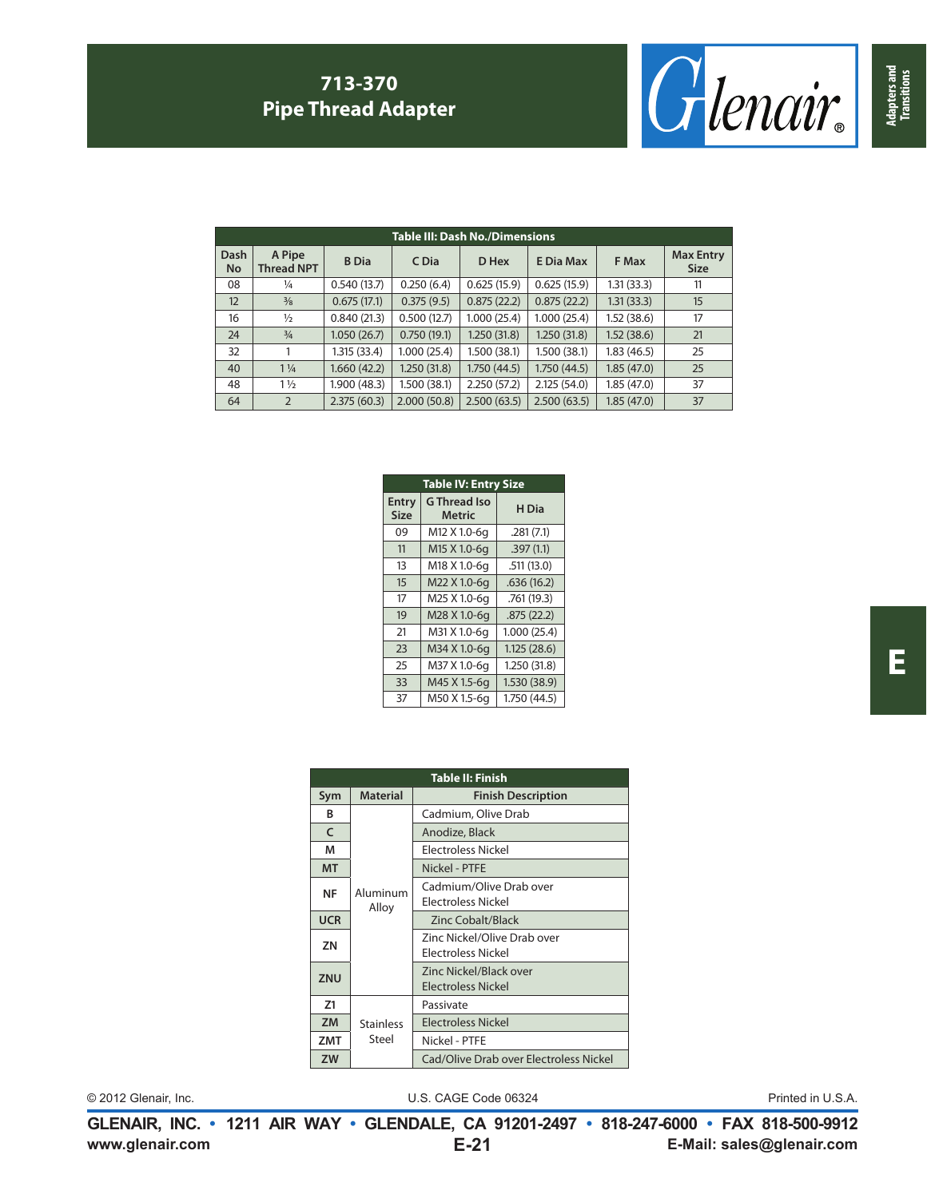# 713-370
## Pipe Thread Adapter

| Table III: Dash No./Dimensions | | | | | | | |
|---|---|---|---|---|---|---|---|
| Dash No | A Pipe Thread NPT | B Dia | C Dia | D Hex | E Dia Max | F Max | Max Entry Size |
| 08 | ¼ | 0.540 (13.7) | 0.250 (6.4) | 0.625 (15.9) | 0.625 (15.9) | 1.31 (33.3) | 11 |
| 12 | ⅜ | 0.675 (17.1) | 0.375 (9.5) | 0.875 (22.2) | 0.875 (22.2) | 1.31 (33.3) | 15 |
| 16 | ½ | 0.840 (21.3) | 0.500 (12.7) | 1.000 (25.4) | 1.000 (25.4) | 1.52 (38.6) | 17 |
| 24 | ¾ | 1.050 (26.7) | 0.750 (19.1) | 1.250 (31.8) | 1.250 (31.8) | 1.52 (38.6) | 21 |
| 32 | 1 | 1.315 (33.4) | 1.000 (25.4) | 1.500 (38.1) | 1.500 (38.1) | 1.83 (46.5) | 25 |
| 40 | 1 ¼ | 1.660 (42.2) | 1.250 (31.8) | 1.750 (44.5) | 1.750 (44.5) | 1.85 (47.0) | 25 |
| 48 | 1 ½ | 1.900 (48.3) | 1.500 (38.1) | 2.250 (57.2) | 2.125 (54.0) | 1.85 (47.0) | 37 |
| 64 | 2 | 2.375 (60.3) | 2.000 (50.8) | 2.500 (63.5) | 2.500 (63.5) | 1.85 (47.0) | 37 |

| Table IV: Entry Size | | |
|---|---|---|
| Entry Size | G Thread Iso Metric | H Dia |
| 09 | M12 X 1.0-6g | .281 (7.1) |
| 11 | M15 X 1.0-6g | .397 (1.1) |
| 13 | M18 X 1.0-6g | .511 (13.0) |
| 15 | M22 X 1.0-6g | .636 (16.2) |
| 17 | M25 X 1.0-6g | .761 (19.3) |
| 19 | M28 X 1.0-6g | .875 (22.2) |
| 21 | M31 X 1.0-6g | 1.000 (25.4) |
| 23 | M34 X 1.0-6g | 1.125 (28.6) |
| 25 | M37 X 1.0-6g | 1.250 (31.8) |
| 33 | M45 X 1.5-6g | 1.530 (38.9) |
| 37 | M50 X 1.5-6g | 1.750 (44.5) |

| Table II: Finish | | |
|---|---|---|
| Sym | Material | Finish Description |
| B | Aluminum Alloy | Cadmium, Olive Drab |
| C | | Anodize, Black |
| M | | Electroless Nickel |
| MT | | Nickel - PTFE |
| NF | | Cadmium/Olive Drab over Electroless Nickel |
| UCR | | Zinc Cobalt/Black |
| ZN | | Zinc Nickel/Olive Drab over Electroless Nickel |
| ZNU | | Zinc Nickel/Black over Electroless Nickel |
| Z1 | Stainless Steel | Passivate |
| ZM | | Electroless Nickel |
| ZMT | | Nickel - PTFE |
| ZW | | Cad/Olive Drab over Electroless Nickel |

© 2012 Glenair, Inc. U.S. CAGE Code 06324 Printed in U.S.A.

**GLENAIR, INC. • 1211 AIR WAY • GLENDALE, CA 91201-2497 • 818-247-6000 • FAX 818-500-9912**
**www.glenair.com** **E-Mail: sales@glenair.com**